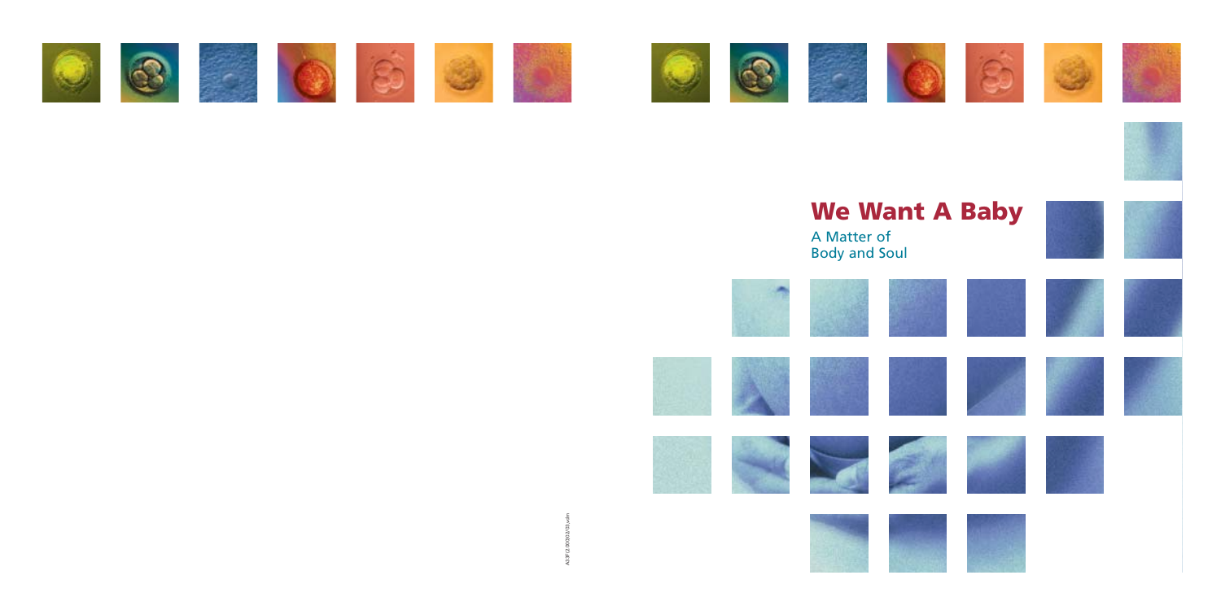# We Want A Baby

## A Matter of Body and Soul

A13F(2.00)02/03.vdm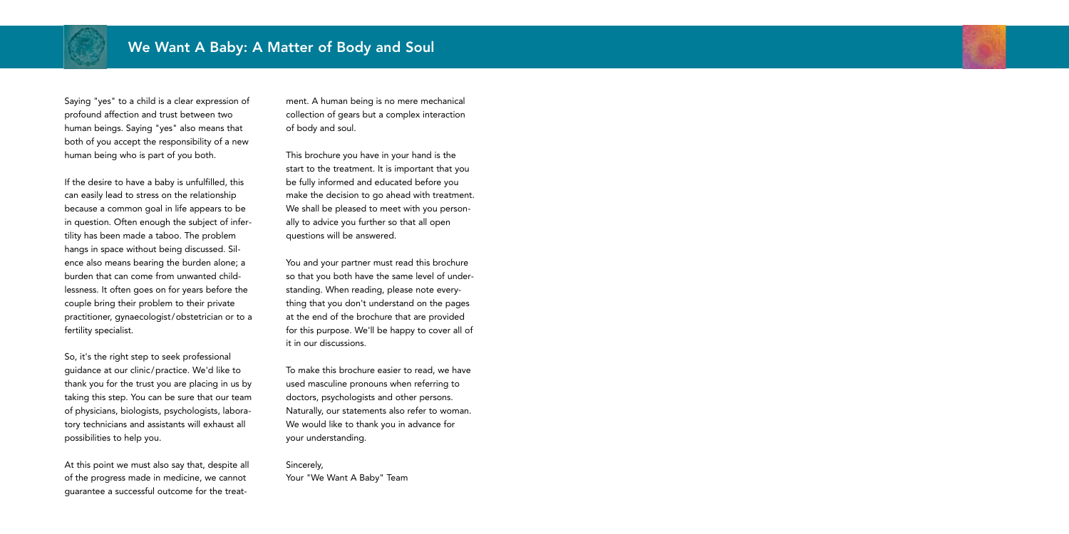# We Want A Baby: A Matter of Body and Soul

Saying "yes" to a child is a clear expression of profound affection and trust between two human beings. Saying "yes" also means that both of you accept the responsibility of a new human being who is part of you both.

If the desire to have a baby is unfulfilled, this can easily lead to stress on the relationship because a common goal in life appears to be in question. Often enough the subject of infertility has been made a taboo. The problem hangs in space without being discussed. Silence also means bearing the burden alone; a burden that can come from unwanted childlessness. It often goes on for years before the couple bring their problem to their private practitioner, gynaecologist/obstetrician or to a fertility specialist.

So, it's the right step to seek professional guidance at our clinic/practice. We'd like to thank you for the trust you are placing in us by taking this step. You can be sure that our team of physicians, biologists, psychologists, laboratory technicians and assistants will exhaust all possibilities to help you.

At this point we must also say that, despite all of the progress made in medicine, we cannot guarantee a successful outcome for the treatment. A human being is no mere mechanical collection of gears but a complex interaction of body and soul.

This brochure you have in your hand is the start to the treatment. It is important that you be fully informed and educated before you make the decision to go ahead with treatment. We shall be pleased to meet with you personally to advice you further so that all open questions will be answered.

You and your partner must read this brochure so that you both have the same level of understanding. When reading, please note everything that you don't understand on the pages at the end of the brochure that are provided for this purpose. We'll be happy to cover all of it in our discussions.

To make this brochure easier to read, we have used masculine pronouns when referring to doctors, psychologists and other persons. Naturally, our statements also refer to woman. We would like to thank you in advance for your understanding.

Sincerely,
Your "We Want A Baby" Team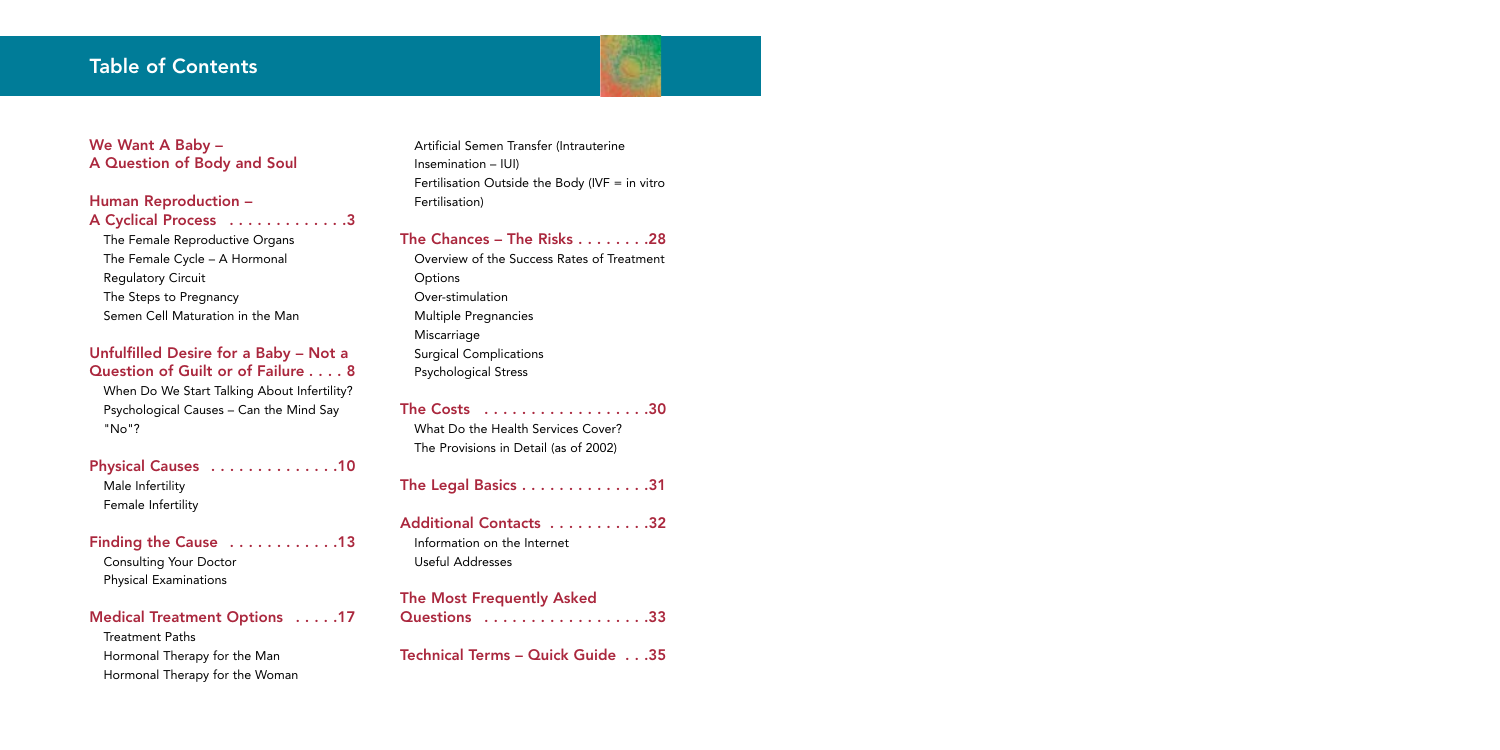# Table of Contents

**We Want A Baby – A Question of Body and Soul**

**Human Reproduction – A Cyclical Process . . . . . . . . . . . . .3**

- The Female Reproductive Organs
- The Female Cycle – A Hormonal Regulatory Circuit
- The Steps to Pregnancy
- Semen Cell Maturation in the Man

**Unfulfilled Desire for a Baby – Not a Question of Guilt or of Failure . . . . 8**

- When Do We Start Talking About Infertility?
- Psychological Causes – Can the Mind Say "No"?

**Physical Causes . . . . . . . . . . . . . .10**

- Male Infertility
- Female Infertility

**Finding the Cause . . . . . . . . . . . .13**

- Consulting Your Doctor
- Physical Examinations

**Medical Treatment Options . . . . .17**

- Treatment Paths
- Hormonal Therapy for the Man
- Hormonal Therapy for the Woman
- Artificial Semen Transfer (Intrauterine Insemination – IUI)
- Fertilisation Outside the Body (IVF = in vitro Fertilisation)

**The Chances – The Risks . . . . . . . .28**

- Overview of the Success Rates of Treatment Options
- Over-stimulation
- Multiple Pregnancies
- Miscarriage
- Surgical Complications
- Psychological Stress

**The Costs . . . . . . . . . . . . . . . . . .30**

- What Do the Health Services Cover?
- The Provisions in Detail (as of 2002)

**The Legal Basics . . . . . . . . . . . . . .31**

**Additional Contacts . . . . . . . . . . .32**

- Information on the Internet
- Useful Addresses

**The Most Frequently Asked Questions . . . . . . . . . . . . . . . . . .33**

**Technical Terms – Quick Guide . . .35**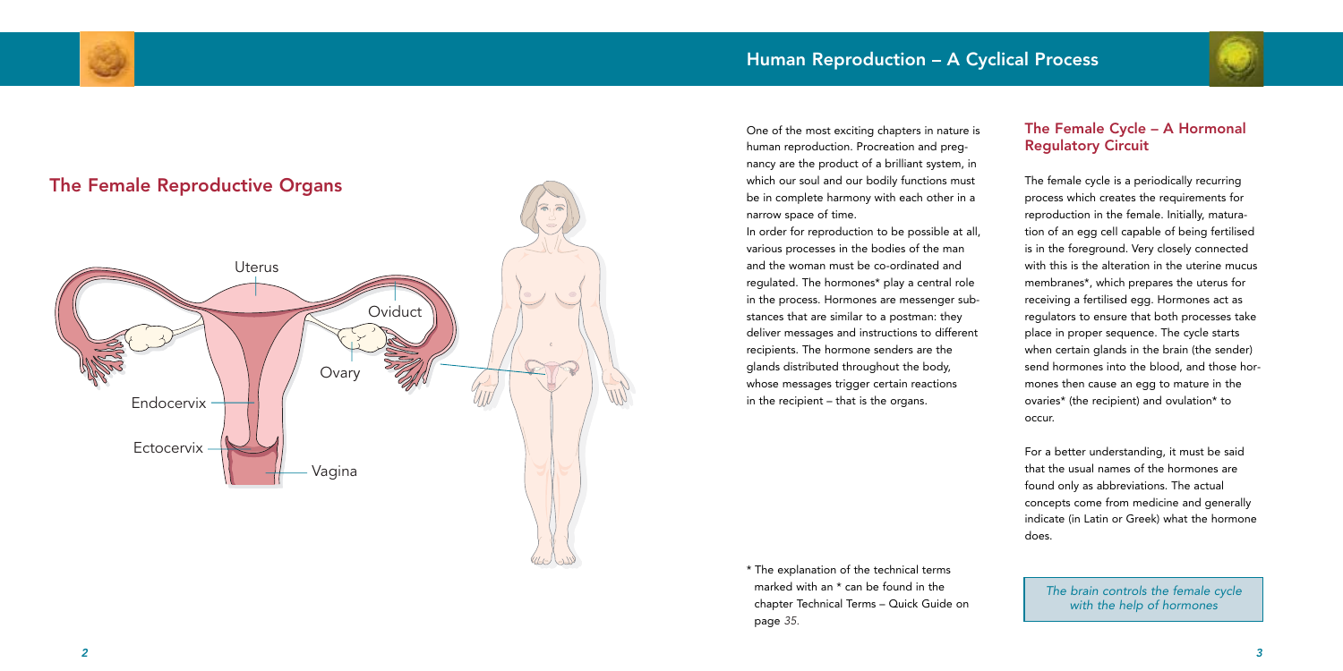## The Female Reproductive Organs

Uterus

Oviduct

Ovary

Endocervix

Ectocervix

Vagina

# Human Reproduction – A Cyclical Process

One of the most exciting chapters in nature is human reproduction. Procreation and pregnancy are the product of a brilliant system, in which our soul and our bodily functions must be in complete harmony with each other in a narrow space of time.

In order for reproduction to be possible at all, various processes in the bodies of the man and the woman must be co-ordinated and regulated. The hormones* play a central role in the process. Hormones are messenger substances that are similar to a postman: they deliver messages and instructions to different recipients. The hormone senders are the glands distributed throughout the body, whose messages trigger certain reactions in the recipient – that is the organs.

\* The explanation of the technical terms marked with an * can be found in the chapter Technical Terms – Quick Guide on page *35*.

## The Female Cycle – A Hormonal Regulatory Circuit

The female cycle is a periodically recurring process which creates the requirements for reproduction in the female. Initially, maturation of an egg cell capable of being fertilised is in the foreground. Very closely connected with this is the alteration in the uterine mucus membranes*, which prepares the uterus for receiving a fertilised egg. Hormones act as regulators to ensure that both processes take place in proper sequence. The cycle starts when certain glands in the brain (the sender) send hormones into the blood, and those hormones then cause an egg to mature in the ovaries* (the recipient) and ovulation* to occur.

For a better understanding, it must be said that the usual names of the hormones are found only as abbreviations. The actual concepts come from medicine and generally indicate (in Latin or Greek) what the hormone does.

*The brain controls the female cycle with the help of hormones*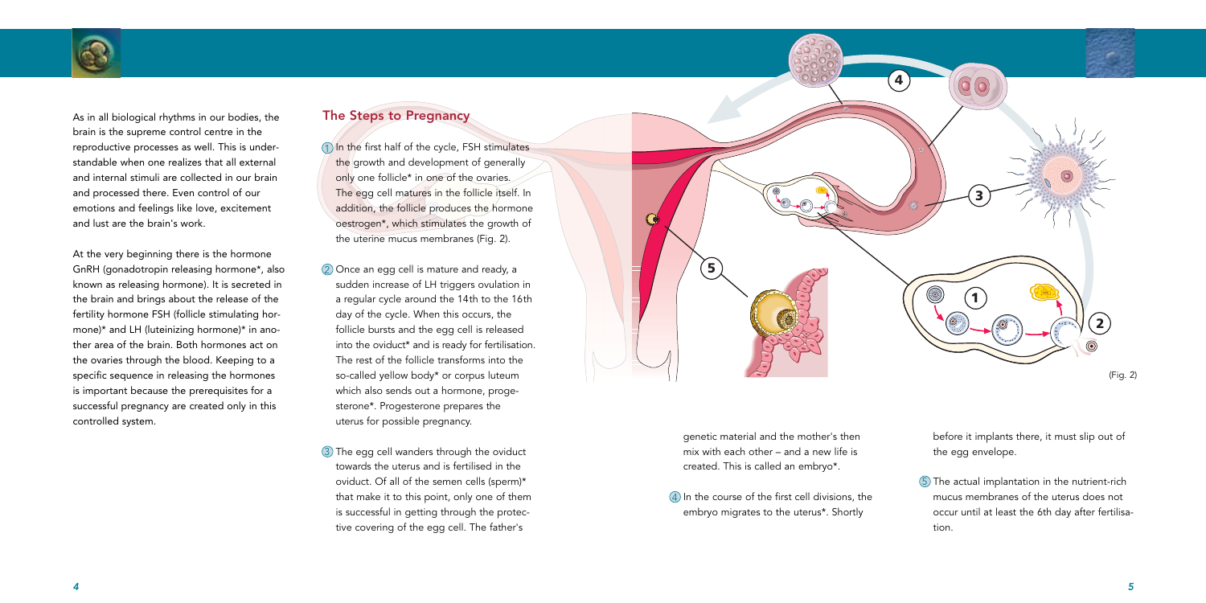As in all biological rhythms in our bodies, the brain is the supreme control centre in the reproductive processes as well. This is understandable when one realizes that all external and internal stimuli are collected in our brain and processed there. Even control of our emotions and feelings like love, excitement and lust are the brain's work.

At the very beginning there is the hormone GnRH (gonadotropin releasing hormone*, also known as releasing hormone). It is secreted in the brain and brings about the release of the fertility hormone FSH (follicle stimulating hormone)* and LH (luteinizing hormone)* in another area of the brain. Both hormones act on the ovaries through the blood. Keeping to a specific sequence in releasing the hormones is important because the prerequisites for a successful pregnancy are created only in this controlled system.

## The Steps to Pregnancy

1. In the first half of the cycle, FSH stimulates the growth and development of generally only one follicle* in one of the ovaries. The egg cell matures in the follicle itself. In addition, the follicle produces the hormone oestrogen*, which stimulates the growth of the uterine mucus membranes (Fig. 2).

2. Once an egg cell is mature and ready, a sudden increase of LH triggers ovulation in a regular cycle around the 14th to the 16th day of the cycle. When this occurs, the follicle bursts and the egg cell is released into the oviduct* and is ready for fertilisation. The rest of the follicle transforms into the so-called yellow body* or corpus luteum which also sends out a hormone, progesterone*. Progesterone prepares the uterus for possible pregnancy.

3. The egg cell wanders through the oviduct towards the uterus and is fertilised in the oviduct. Of all of the semen cells (sperm)* that make it to this point, only one of them is successful in getting through the protective covering of the egg cell. The father's genetic material and the mother's then mix with each other – and a new life is created. This is called an embryo*.

4. In the course of the first cell divisions, the embryo migrates to the uterus*. Shortly before it implants there, it must slip out of the egg envelope.

5. The actual implantation in the nutrient-rich mucus membranes of the uterus does not occur until at least the 6th day after fertilisation.

(Fig. 2)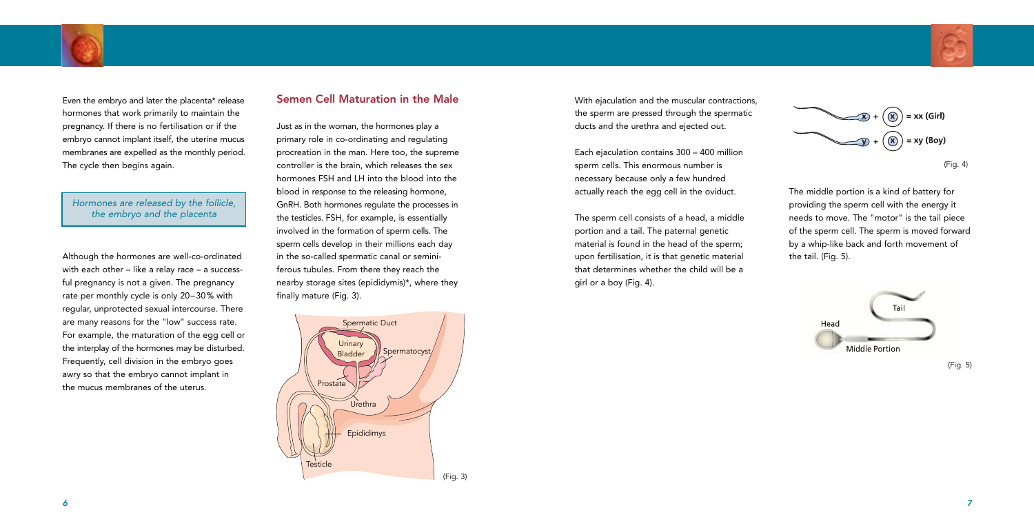Even the embryo and later the placenta* release hormones that work primarily to maintain the pregnancy. If there is no fertilisation or if the embryo cannot implant itself, the uterine mucus membranes are expelled as the monthly period. The cycle then begins again.

*Hormones are released by the follicle, the embryo and the placenta*

Although the hormones are well-co-ordinated with each other – like a relay race – a successful pregnancy is not a given. The pregnancy rate per monthly cycle is only 20–30% with regular, unprotected sexual intercourse. There are many reasons for the "low" success rate. For example, the maturation of the egg cell or the interplay of the hormones may be disturbed. Frequently, cell division in the embryo goes awry so that the embryo cannot implant in the mucus membranes of the uterus.

## Semen Cell Maturation in the Male

Just as in the woman, the hormones play a primary role in co-ordinating and regulating procreation in the man. Here too, the supreme controller is the brain, which releases the sex hormones FSH and LH into the blood into the blood in response to the releasing hormone, GnRH. Both hormones regulate the processes in the testicles. FSH, for example, is essentially involved in the formation of sperm cells. The sperm cells develop in their millions each day in the so-called spermatic canal or seminiferous tubules. From there they reach the nearby storage sites (epididymis)*, where they finally mature (Fig. 3).

Spermatic Duct, Urinary Bladder, Spermatocyst, Prostate, Urethra, Epididimys, Testicle

(Fig. 3)

With ejaculation and the muscular contractions, the sperm are pressed through the spermatic ducts and the urethra and ejected out.

Each ejaculation contains 300 – 400 million sperm cells. This enormous number is necessary because only a few hundred actually reach the egg cell in the oviduct.

The sperm cell consists of a head, a middle portion and a tail. The paternal genetic material is found in the head of the sperm; upon fertilisation, it is that genetic material that determines whether the child will be a girl or a boy (Fig. 4).

x + x = xx (Girl)

y + x = xy (Boy)

(Fig. 4)

The middle portion is a kind of battery for providing the sperm cell with the energy it needs to move. The "motor" is the tail piece of the sperm cell. The sperm is moved forward by a whip-like back and forth movement of the tail. (Fig. 5).

Head, Tail, Middle Portion

(Fig. 5)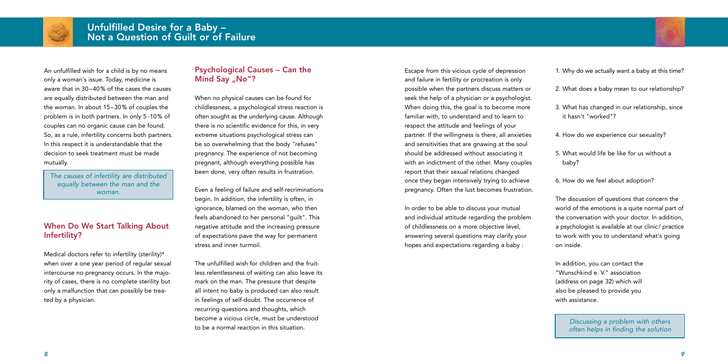# Unfulfilled Desire for a Baby – Not a Question of Guilt or of Failure

An unfulfilled wish for a child is by no means only a woman's issue. Today, medicine is aware that in 30–40% of the cases the causes are equally distributed between the man and the woman. In about 15–30% of couples the problem is in both partners. In only 5-10% of couples can no organic cause can be found. So, as a rule, infertility concerns both partners. In this respect it is understandable that the decision to seek treatment must be made mutually.

*The causes of infertility are distributed equally between the man and the woman.*

## When Do We Start Talking About Infertility?

Medical doctors refer to infertility (sterility)* when over a one year period of regular sexual intercourse no pregnancy occurs. In the majority of cases, there is no complete sterility but only a malfunction that can possibly be treated by a physician.

## Psychological Causes – Can the Mind Say „No"?

When no physical causes can be found for childlessness, a psychological stress reaction is often sought as the underlying cause. Although there is no scientific evidence for this, in very extreme situations psychological stress can be so overwhelming that the body "refuses" pregnancy. The experience of not becoming pregnant, although everything possible has been done, very often results in frustration.

Even a feeling of failure and self-recriminations begin. In addition, the infertility is often, in ignorance, blamed on the woman, who then feels abandoned to her personal "guilt". This negative attitude and the increasing pressure of expectations pave the way for permanent stress and inner turmoil.

The unfulfilled wish for children and the fruitless relentlessness of waiting can also leave its mark on the man. The pressure that despite all intent no baby is produced can also result in feelings of self-doubt. The occurrence of recurring questions and thoughts, which become a vicious circle, must be understood to be a normal reaction in this situation.

Escape from this vicious cycle of depression and failure in fertility or procreation is only possible when the partners discuss matters or seek the help of a physician or a psychologist. When doing this, the goal is to become more familiar with, to understand and to learn to respect the attitude and feelings of your partner. If the willingness is there, all anxieties and sensitivities that are gnawing at the soul should be addressed without associating it with an indictment of the other. Many couples report that their sexual relations changed once they began intensively trying to achieve pregnancy. Often the lust becomes frustration.

In order to be able to discuss your mutual and individual attitude regarding the problem of childlessness on a more objective level, answering several questions may clarify your hopes and expectations regarding a baby :

1. Why do we actually want a baby at this time?
2. What does a baby mean to our relationship?
3. What has changed in our relationship, since it hasn't "worked"?
4. How do we experience our sexuality?
5. What would life be like for us without a baby?
6. How do we feel about adoption?

The discussion of questions that concern the world of the emotions is a quite normal part of the conversation with your doctor. In addition, a psychologist is available at our clinic/ practice to work with you to understand what's going on inside.

In addition, you can contact the "Wunschkind e. V." association (address on page 32) which will also be pleased to provide you with assistance.

*Discussing a problem with others often helps in finding the solution*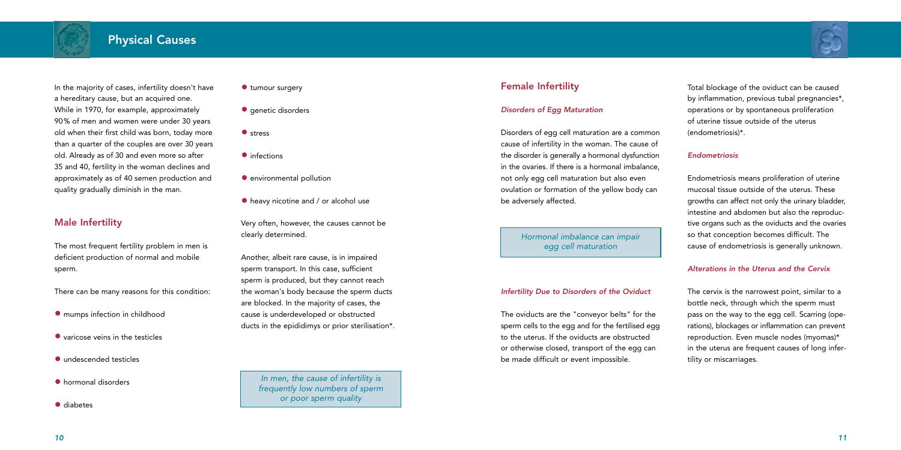# Physical Causes

In the majority of cases, infertility doesn't have a hereditary cause, but an acquired one. While in 1970, for example, approximately 90% of men and women were under 30 years old when their first child was born, today more than a quarter of the couples are over 30 years old. Already as of 30 and even more so after 35 and 40, fertility in the woman declines and approximately as of 40 semen production and quality gradually diminish in the man.

## Male Infertility

The most frequent fertility problem in men is deficient production of normal and mobile sperm.

There can be many reasons for this condition:

- mumps infection in childhood
- varicose veins in the testicles
- undescended testicles
- hormonal disorders
- diabetes
- tumour surgery
- genetic disorders
- stress
- infections
- environmental pollution
- heavy nicotine and / or alcohol use

Very often, however, the causes cannot be clearly determined.

Another, albeit rare cause, is in impaired sperm transport. In this case, sufficient sperm is produced, but they cannot reach the woman's body because the sperm ducts are blocked. In the majority of cases, the cause is underdeveloped or obstructed ducts in the epididimys or prior sterilisation*.

*In men, the cause of infertility is frequently low numbers of sperm or poor sperm quality*

## Female Infertility

### *Disorders of Egg Maturation*

Disorders of egg cell maturation are a common cause of infertility in the woman. The cause of the disorder is generally a hormonal dysfunction in the ovaries. If there is a hormonal imbalance, not only egg cell maturation but also even ovulation or formation of the yellow body can be adversely affected.

*Hormonal imbalance can impair egg cell maturation*

### *Infertility Due to Disorders of the Oviduct*

The oviducts are the "conveyor belts" for the sperm cells to the egg and for the fertilised egg to the uterus. If the oviducts are obstructed or otherwise closed, transport of the egg can be made difficult or event impossible.

Total blockage of the oviduct can be caused by inflammation, previous tubal pregnancies*, operations or by spontaneous proliferation of uterine tissue outside of the uterus (endometriosis)*.

### *Endometriosis*

Endometriosis means proliferation of uterine mucosal tissue outside of the uterus. These growths can affect not only the urinary bladder, intestine and abdomen but also the reproductive organs such as the oviducts and the ovaries so that conception becomes difficult. The cause of endometriosis is generally unknown.

### *Alterations in the Uterus and the Cervix*

The cervix is the narrowest point, similar to a bottle neck, through which the sperm must pass on the way to the egg cell. Scarring (operations), blockages or inflammation can prevent reproduction. Even muscle nodes (myomas)* in the uterus are frequent causes of long infertility or miscarriages.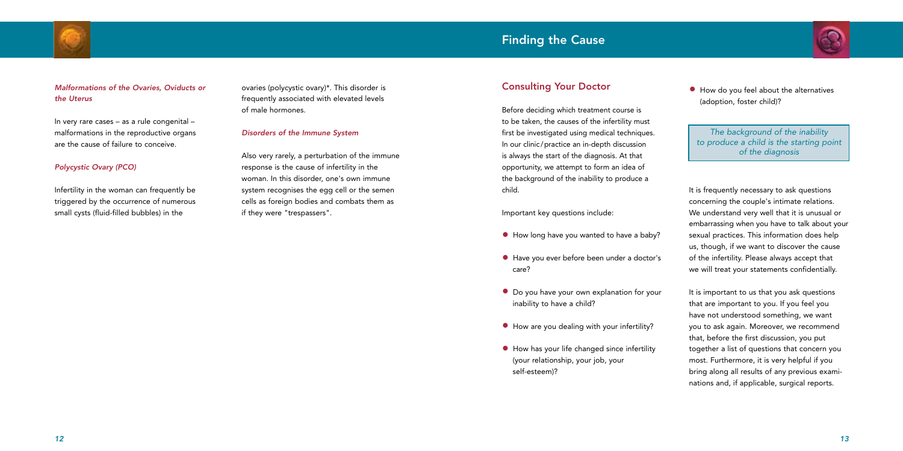### *Malformations of the Ovaries, Oviducts or the Uterus*

In very rare cases – as a rule congenital – malformations in the reproductive organs are the cause of failure to conceive.

### *Polycystic Ovary (PCO)*

Infertility in the woman can frequently be triggered by the occurrence of numerous small cysts (fluid-filled bubbles) in the ovaries (polycystic ovary)*. This disorder is frequently associated with elevated levels of male hormones.

### *Disorders of the Immune System*

Also very rarely, a perturbation of the immune response is the cause of infertility in the woman. In this disorder, one's own immune system recognises the egg cell or the semen cells as foreign bodies and combats them as if they were "trespassers".

# Finding the Cause

## Consulting Your Doctor

Before deciding which treatment course is to be taken, the causes of the infertility must first be investigated using medical techniques. In our clinic/practice an in-depth discussion is always the start of the diagnosis. At that opportunity, we attempt to form an idea of the background of the inability to produce a child.

Important key questions include:

- How long have you wanted to have a baby?
- Have you ever before been under a doctor's care?
- Do you have your own explanation for your inability to have a child?
- How are you dealing with your infertility?
- How has your life changed since infertility (your relationship, your job, your self-esteem)?
- How do you feel about the alternatives (adoption, foster child)?

*The background of the inability to produce a child is the starting point of the diagnosis*

It is frequently necessary to ask questions concerning the couple's intimate relations. We understand very well that it is unusual or embarrassing when you have to talk about your sexual practices. This information does help us, though, if we want to discover the cause of the infertility. Please always accept that we will treat your statements confidentially.

It is important to us that you ask questions that are important to you. If you feel you have not understood something, we want you to ask again. Moreover, we recommend that, before the first discussion, you put together a list of questions that concern you most. Furthermore, it is very helpful if you bring along all results of any previous examinations and, if applicable, surgical reports.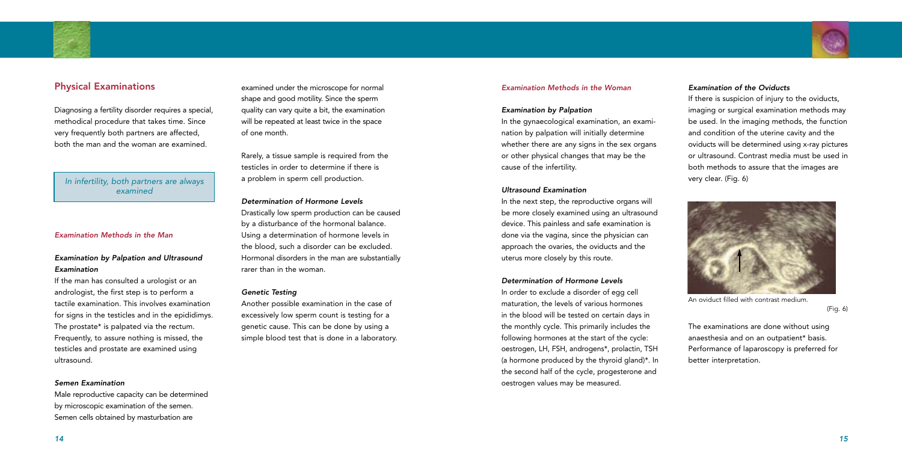## Physical Examinations

Diagnosing a fertility disorder requires a special, methodical procedure that takes time. Since very frequently both partners are affected, both the man and the woman are examined.

*In infertility, both partners are always examined*

### *Examination Methods in the Man*

#### *Examination by Palpation and Ultrasound Examination*

If the man has consulted a urologist or an andrologist, the first step is to perform a tactile examination. This involves examination for signs in the testicles and in the epididimys. The prostate* is palpated via the rectum. Frequently, to assure nothing is missed, the testicles and prostate are examined using ultrasound.

#### *Semen Examination*

Male reproductive capacity can be determined by microscopic examination of the semen. Semen cells obtained by masturbation are examined under the microscope for normal shape and good motility. Since the sperm quality can vary quite a bit, the examination will be repeated at least twice in the space of one month.

Rarely, a tissue sample is required from the testicles in order to determine if there is a problem in sperm cell production.

#### *Determination of Hormone Levels*

Drastically low sperm production can be caused by a disturbance of the hormonal balance. Using a determination of hormone levels in the blood, such a disorder can be excluded. Hormonal disorders in the man are substantially rarer than in the woman.

#### *Genetic Testing*

Another possible examination in the case of excessively low sperm count is testing for a genetic cause. This can be done by using a simple blood test that is done in a laboratory.

### *Examination Methods in the Woman*

#### *Examination by Palpation*

In the gynaecological examination, an examination by palpation will initially determine whether there are any signs in the sex organs or other physical changes that may be the cause of the infertility.

#### *Ultrasound Examination*

In the next step, the reproductive organs will be more closely examined using an ultrasound device. This painless and safe examination is done via the vagina, since the physician can approach the ovaries, the oviducts and the uterus more closely by this route.

#### *Determination of Hormone Levels*

In order to exclude a disorder of egg cell maturation, the levels of various hormones in the blood will be tested on certain days in the monthly cycle. This primarily includes the following hormones at the start of the cycle: oestrogen, LH, FSH, androgens*, prolactin, TSH (a hormone produced by the thyroid gland)*. In the second half of the cycle, progesterone and oestrogen values may be measured.

#### *Examination of the Oviducts*

If there is suspicion of injury to the oviducts, imaging or surgical examination methods may be used. In the imaging methods, the function and condition of the uterine cavity and the oviducts will be determined using x-ray pictures or ultrasound. Contrast media must be used in both methods to assure that the images are very clear. (Fig. 6)

An oviduct filled with contrast medium.

(Fig. 6)

The examinations are done without using anaesthesia and on an outpatient* basis. Performance of laparoscopy is preferred for better interpretation.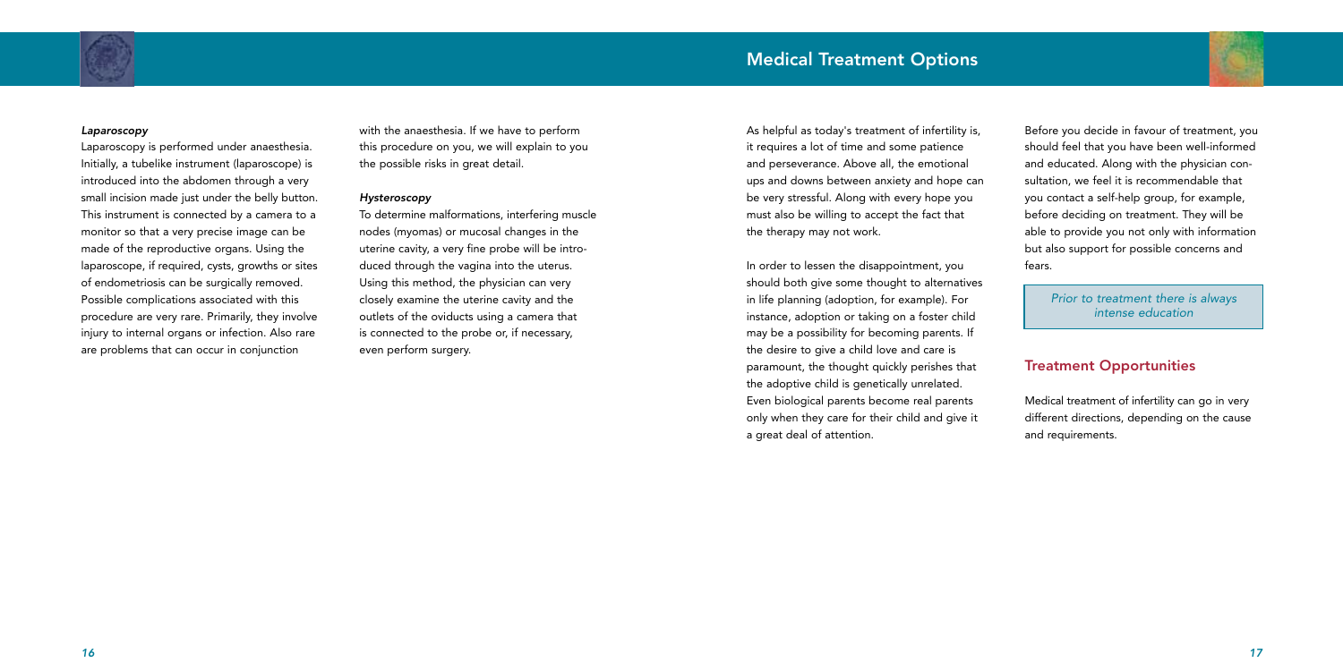#### *Laparoscopy*

Laparoscopy is performed under anaesthesia. Initially, a tubelike instrument (laparoscope) is introduced into the abdomen through a very small incision made just under the belly button. This instrument is connected by a camera to a monitor so that a very precise image can be made of the reproductive organs. Using the laparoscope, if required, cysts, growths or sites of endometriosis can be surgically removed. Possible complications associated with this procedure are very rare. Primarily, they involve injury to internal organs or infection. Also rare are problems that can occur in conjunction with the anaesthesia. If we have to perform this procedure on you, we will explain to you the possible risks in great detail.

#### *Hysteroscopy*

To determine malformations, interfering muscle nodes (myomas) or mucosal changes in the uterine cavity, a very fine probe will be introduced through the vagina into the uterus. Using this method, the physician can very closely examine the uterine cavity and the outlets of the oviducts using a camera that is connected to the probe or, if necessary, even perform surgery.

## Medical Treatment Options

As helpful as today's treatment of infertility is, it requires a lot of time and some patience and perseverance. Above all, the emotional ups and downs between anxiety and hope can be very stressful. Along with every hope you must also be willing to accept the fact that the therapy may not work.

In order to lessen the disappointment, you should both give some thought to alternatives in life planning (adoption, for example). For instance, adoption or taking on a foster child may be a possibility for becoming parents. If the desire to give a child love and care is paramount, the thought quickly perishes that the adoptive child is genetically unrelated. Even biological parents become real parents only when they care for their child and give it a great deal of attention.

Before you decide in favour of treatment, you should feel that you have been well-informed and educated. Along with the physician consultation, we feel it is recommendable that you contact a self-help group, for example, before deciding on treatment. They will be able to provide you not only with information but also support for possible concerns and fears.

*Prior to treatment there is always intense education*

### Treatment Opportunities

Medical treatment of infertility can go in very different directions, depending on the cause and requirements.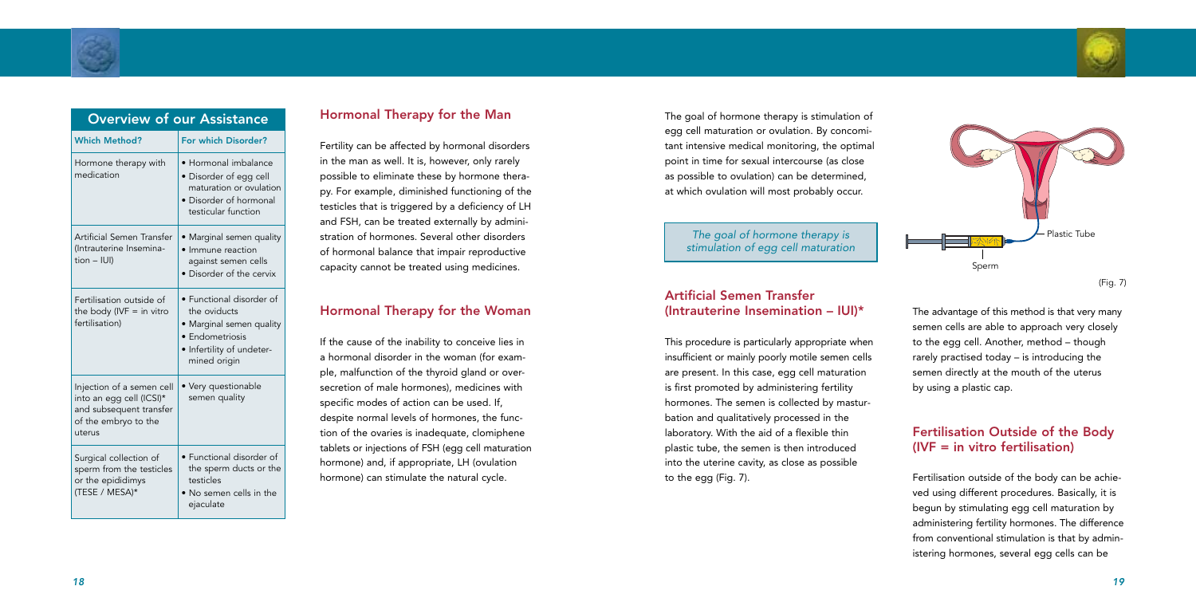## Overview of our Assistance

| Which Method? | For which Disorder? |
|---|---|
| Hormone therapy with medication | • Hormonal imbalance<br>• Disorder of egg cell maturation or ovulation<br>• Disorder of hormonal testicular function |
| Artificial Semen Transfer (Intrauterine Insemination – IUI) | • Marginal semen quality<br>• Immune reaction against semen cells<br>• Disorder of the cervix |
| Fertilisation outside of the body (IVF = in vitro fertilisation) | • Functional disorder of the oviducts<br>• Marginal semen quality<br>• Endometriosis<br>• Infertility of undetermined origin |
| Injection of a semen cell into an egg cell (ICSI)* and subsequent transfer of the embryo to the uterus | • Very questionable semen quality |
| Surgical collection of sperm from the testicles or the epididimys (TESE / MESA)* | • Functional disorder of the sperm ducts or the testicles<br>• No semen cells in the ejaculate |

## Hormonal Therapy for the Man

Fertility can be affected by hormonal disorders in the man as well. It is, however, only rarely possible to eliminate these by hormone therapy. For example, diminished functioning of the testicles that is triggered by a deficiency of LH and FSH, can be treated externally by administration of hormones. Several other disorders of hormonal balance that impair reproductive capacity cannot be treated using medicines.

## Hormonal Therapy for the Woman

If the cause of the inability to conceive lies in a hormonal disorder in the woman (for example, malfunction of the thyroid gland or oversecretion of male hormones), medicines with specific modes of action can be used. If, despite normal levels of hormones, the function of the ovaries is inadequate, clomiphene tablets or injections of FSH (egg cell maturation hormone) and, if appropriate, LH (ovulation hormone) can stimulate the natural cycle.

The goal of hormone therapy is stimulation of egg cell maturation or ovulation. By concomitant intensive medical monitoring, the optimal point in time for sexual intercourse (as close as possible to ovulation) can be determined, at which ovulation will most probably occur.

*The goal of hormone therapy is stimulation of egg cell maturation*

## Artificial Semen Transfer (Intrauterine Insemination – IUI)*

This procedure is particularly appropriate when insufficient or mainly poorly motile semen cells are present. In this case, egg cell maturation is first promoted by administering fertility hormones. The semen is collected by masturbation and qualitatively processed in the laboratory. With the aid of a flexible thin plastic tube, the semen is then introduced into the uterine cavity, as close as possible to the egg (Fig. 7).

Plastic Tube

Sperm

(Fig. 7)

The advantage of this method is that very many semen cells are able to approach very closely to the egg cell. Another, method – though rarely practised today – is introducing the semen directly at the mouth of the uterus by using a plastic cap.

## Fertilisation Outside of the Body (IVF = in vitro fertilisation)

Fertilisation outside of the body can be achieved using different procedures. Basically, it is begun by stimulating egg cell maturation by administering fertility hormones. The difference from conventional stimulation is that by administering hormones, several egg cells can be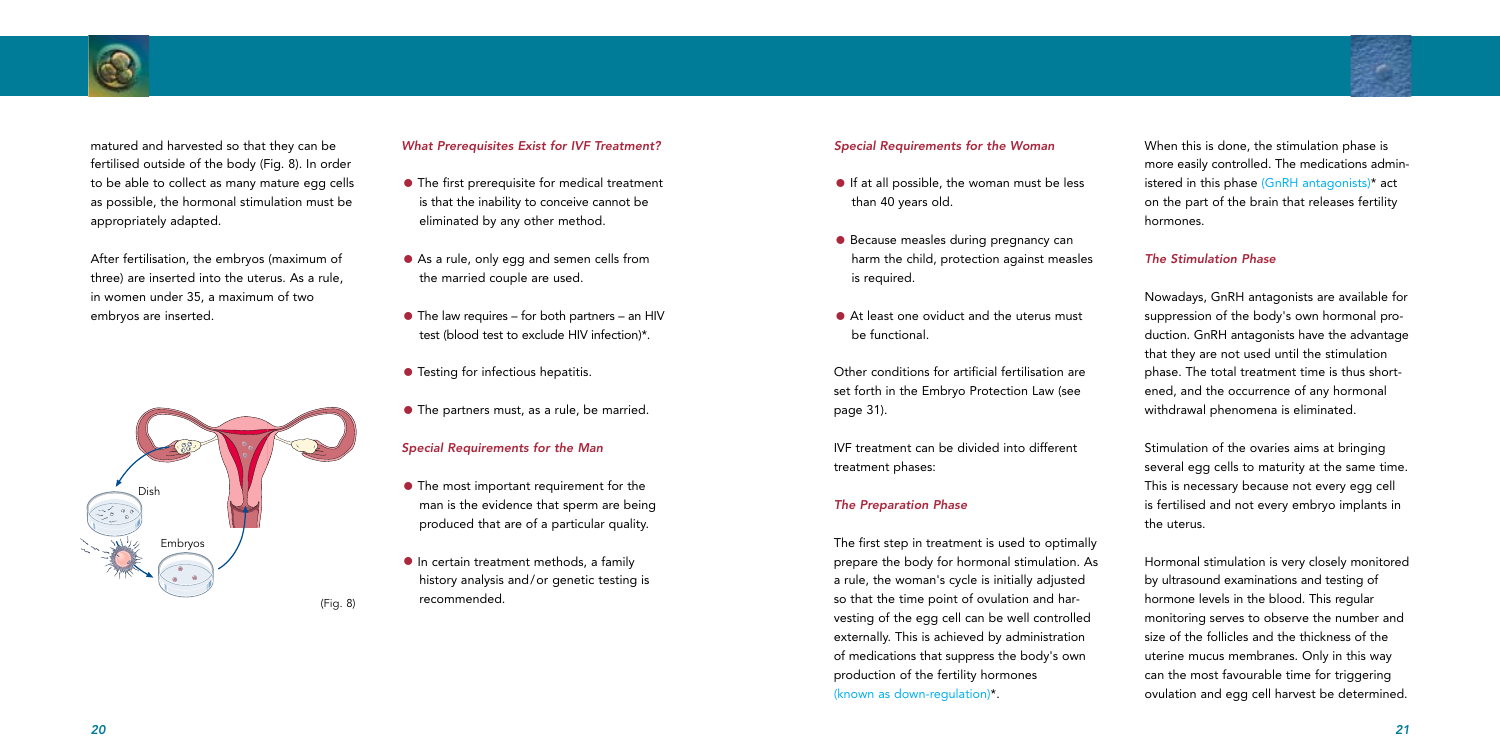matured and harvested so that they can be fertilised outside of the body (Fig. 8). In order to be able to collect as many mature egg cells as possible, the hormonal stimulation must be appropriately adapted.

After fertilisation, the embryos (maximum of three) are inserted into the uterus. As a rule, in women under 35, a maximum of two embryos are inserted.

Dish

Embryos

(Fig. 8)

### *What Prerequisites Exist for IVF Treatment?*

- The first prerequisite for medical treatment is that the inability to conceive cannot be eliminated by any other method.
- As a rule, only egg and semen cells from the married couple are used.
- The law requires – for both partners – an HIV test (blood test to exclude HIV infection)*.
- Testing for infectious hepatitis.
- The partners must, as a rule, be married.

### *Special Requirements for the Man*

- The most important requirement for the man is the evidence that sperm are being produced that are of a particular quality.
- In certain treatment methods, a family history analysis and/or genetic testing is recommended.

### *Special Requirements for the Woman*

- If at all possible, the woman must be less than 40 years old.
- Because measles during pregnancy can harm the child, protection against measles is required.
- At least one oviduct and the uterus must be functional.

Other conditions for artificial fertilisation are set forth in the Embryo Protection Law (see page 31).

IVF treatment can be divided into different treatment phases:

### *The Preparation Phase*

The first step in treatment is used to optimally prepare the body for hormonal stimulation. As a rule, the woman's cycle is initially adjusted so that the time point of ovulation and harvesting of the egg cell can be well controlled externally. This is achieved by administration of medications that suppress the body's own production of the fertility hormones (known as down-regulation)*.

When this is done, the stimulation phase is more easily controlled. The medications administered in this phase (GnRH antagonists)* act on the part of the brain that releases fertility hormones.

### *The Stimulation Phase*

Nowadays, GnRH antagonists are available for suppression of the body's own hormonal production. GnRH antagonists have the advantage that they are not used until the stimulation phase. The total treatment time is thus shortened, and the occurrence of any hormonal withdrawal phenomena is eliminated.

Stimulation of the ovaries aims at bringing several egg cells to maturity at the same time. This is necessary because not every egg cell is fertilised and not every embryo implants in the uterus.

Hormonal stimulation is very closely monitored by ultrasound examinations and testing of hormone levels in the blood. This regular monitoring serves to observe the number and size of the follicles and the thickness of the uterine mucus membranes. Only in this way can the most favourable time for triggering ovulation and egg cell harvest be determined.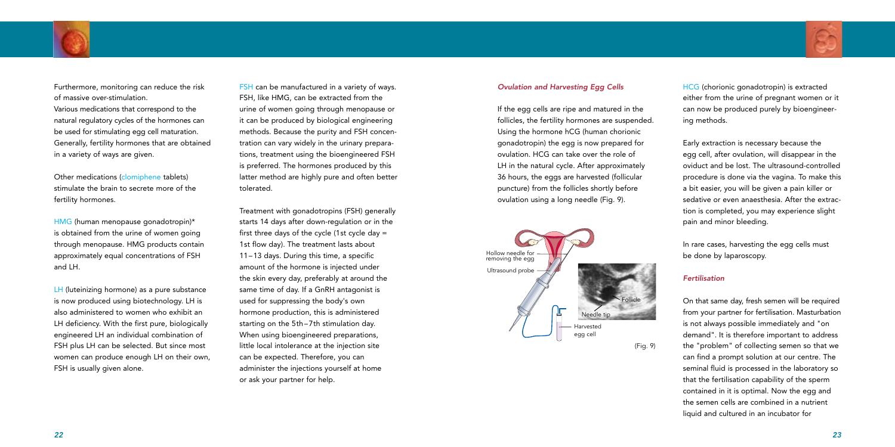Furthermore, monitoring can reduce the risk of massive over-stimulation.
Various medications that correspond to the natural regulatory cycles of the hormones can be used for stimulating egg cell maturation. Generally, fertility hormones that are obtained in a variety of ways are given.

Other medications (clomiphene tablets) stimulate the brain to secrete more of the fertility hormones.

HMG (human menopause gonadotropin)* is obtained from the urine of women going through menopause. HMG products contain approximately equal concentrations of FSH and LH.

LH (luteinizing hormone) as a pure substance is now produced using biotechnology. LH is also administered to women who exhibit an LH deficiency. With the first pure, biologically engineered LH an individual combination of FSH plus LH can be selected. But since most women can produce enough LH on their own, FSH is usually given alone.

FSH can be manufactured in a variety of ways. FSH, like HMG, can be extracted from the urine of women going through menopause or it can be produced by biological engineering methods. Because the purity and FSH concentration can vary widely in the urinary preparations, treatment using the bioengineered FSH is preferred. The hormones produced by this latter method are highly pure and often better tolerated.

Treatment with gonadotropins (FSH) generally starts 14 days after down-regulation or in the first three days of the cycle (1st cycle day = 1st flow day). The treatment lasts about 11–13 days. During this time, a specific amount of the hormone is injected under the skin every day, preferably at around the same time of day. If a GnRH antagonist is used for suppressing the body's own hormone production, this is administered starting on the 5th–7th stimulation day. When using bioengineered preparations, little local intolerance at the injection site can be expected. Therefore, you can administer the injections yourself at home or ask your partner for help.

### *Ovulation and Harvesting Egg Cells*

If the egg cells are ripe and matured in the follicles, the fertility hormones are suspended. Using the hormone hCG (human chorionic gonadotropin) the egg is now prepared for ovulation. HCG can take over the role of LH in the natural cycle. After approximately 36 hours, the eggs are harvested (follicular puncture) from the follicles shortly before ovulation using a long needle (Fig. 9).

(Fig. 9)

HCG (chorionic gonadotropin) is extracted either from the urine of pregnant women or it can now be produced purely by bioengineering methods.

Early extraction is necessary because the egg cell, after ovulation, will disappear in the oviduct and be lost. The ultrasound-controlled procedure is done via the vagina. To make this a bit easier, you will be given a pain killer or sedative or even anaesthesia. After the extraction is completed, you may experience slight pain and minor bleeding.

In rare cases, harvesting the egg cells must be done by laparoscopy.

### *Fertilisation*

On that same day, fresh semen will be required from your partner for fertilisation. Masturbation is not always possible immediately and "on demand". It is therefore important to address the "problem" of collecting semen so that we can find a prompt solution at our centre. The seminal fluid is processed in the laboratory so that the fertilisation capability of the sperm contained in it is optimal. Now the egg and the semen cells are combined in a nutrient liquid and cultured in an incubator for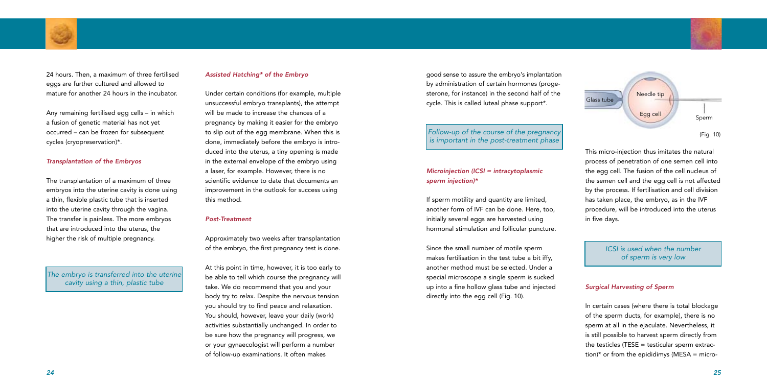24 hours. Then, a maximum of three fertilised eggs are further cultured and allowed to mature for another 24 hours in the incubator.

Any remaining fertilised egg cells – in which a fusion of genetic material has not yet occurred – can be frozen for subsequent cycles (cryopreservation)*.

### *Transplantation of the Embryos*

The transplantation of a maximum of three embryos into the uterine cavity is done using a thin, flexible plastic tube that is inserted into the uterine cavity through the vagina. The transfer is painless. The more embryos that are introduced into the uterus, the higher the risk of multiple pregnancy.

*The embryo is transferred into the uterine cavity using a thin, plastic tube*

### *Assisted Hatching* of the Embryo*

Under certain conditions (for example, multiple unsuccessful embryo transplants), the attempt will be made to increase the chances of a pregnancy by making it easier for the embryo to slip out of the egg membrane. When this is done, immediately before the embryo is introduced into the uterus, a tiny opening is made in the external envelope of the embryo using a laser, for example. However, there is no scientific evidence to date that documents an improvement in the outlook for success using this method.

### *Post-Treatment*

Approximately two weeks after transplantation of the embryo, the first pregnancy test is done.

At this point in time, however, it is too early to be able to tell which course the pregnancy will take. We do recommend that you and your body try to relax. Despite the nervous tension you should try to find peace and relaxation. You should, however, leave your daily (work) activities substantially unchanged. In order to be sure how the pregnancy will progress, we or your gynaecologist will perform a number of follow-up examinations. It often makes good sense to assure the embryo's implantation by administration of certain hormones (progesterone, for instance) in the second half of the cycle. This is called luteal phase support*.

*Follow-up of the course of the pregnancy is important in the post-treatment phase*

### *Microinjection (ICSI = intracytoplasmic sperm injection)**

If sperm motility and quantity are limited, another form of IVF can be done. Here, too, initially several eggs are harvested using hormonal stimulation and follicular puncture.

Since the small number of motile sperm makes fertilisation in the test tube a bit iffy, another method must be selected. Under a special microscope a single sperm is sucked up into a fine hollow glass tube and injected directly into the egg cell (Fig. 10).

Glass tube — Needle tip — Egg cell — Sperm

(Fig. 10)

This micro-injection thus imitates the natural process of penetration of one semen cell into the egg cell. The fusion of the cell nucleus of the semen cell and the egg cell is not affected by the process. If fertilisation and cell division has taken place, the embryo, as in the IVF procedure, will be introduced into the uterus in five days.

*ICSI is used when the number of sperm is very low*

### *Surgical Harvesting of Sperm*

In certain cases (where there is total blockage of the sperm ducts, for example), there is no sperm at all in the ejaculate. Nevertheless, it is still possible to harvest sperm directly from the testicles (TESE = testicular sperm extraction)* or from the epididimys (MESA = micro-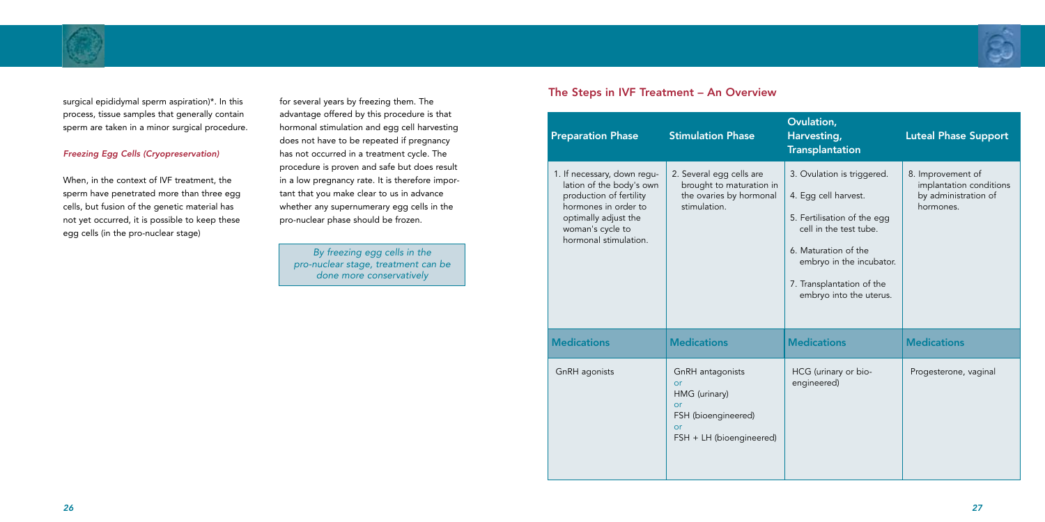surgical epididymal sperm aspiration)*. In this process, tissue samples that generally contain sperm are taken in a minor surgical procedure.

#### *Freezing Egg Cells (Cryopreservation)*

When, in the context of IVF treatment, the sperm have penetrated more than three egg cells, but fusion of the genetic material has not yet occurred, it is possible to keep these egg cells (in the pro-nuclear stage) for several years by freezing them. The advantage offered by this procedure is that hormonal stimulation and egg cell harvesting does not have to be repeated if pregnancy has not occurred in a treatment cycle. The procedure is proven and safe but does result in a low pregnancy rate. It is therefore important that you make clear to us in advance whether any supernumerary egg cells in the pro-nuclear phase should be frozen.

*By freezing egg cells in the pro-nuclear stage, treatment can be done more conservatively*

## The Steps in IVF Treatment – An Overview

| Preparation Phase | Stimulation Phase | Ovulation, Harvesting, Transplantation | Luteal Phase Support |
|---|---|---|---|
| 1. If necessary, down regulation of the body's own production of fertility hormones in order to optimally adjust the woman's cycle to hormonal stimulation. | 2. Several egg cells are brought to maturation in the ovaries by hormonal stimulation. | 3. Ovulation is triggered.<br>4. Egg cell harvest.<br>5. Fertilisation of the egg cell in the test tube.<br>6. Maturation of the embryo in the incubator.<br>7. Transplantation of the embryo into the uterus. | 8. Improvement of implantation conditions by administration of hormones. |
| **Medications** | **Medications** | **Medications** | **Medications** |
| GnRH agonists | GnRH antagonists<br>or<br>HMG (urinary)<br>or<br>FSH (bioengineered)<br>or<br>FSH + LH (bioengineered) | HCG (urinary or bio-engineered) | Progesterone, vaginal |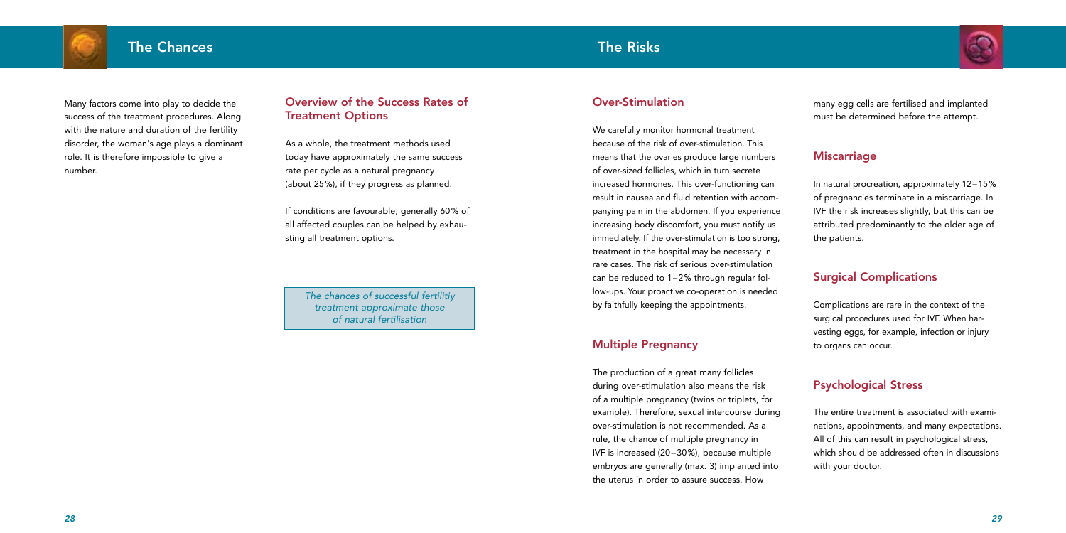# The Chances

Many factors come into play to decide the success of the treatment procedures. Along with the nature and duration of the fertility disorder, the woman's age plays a dominant role. It is therefore impossible to give a number.

## Overview of the Success Rates of Treatment Options

As a whole, the treatment methods used today have approximately the same success rate per cycle as a natural pregnancy (about 25%), if they progress as planned.

If conditions are favourable, generally 60% of all affected couples can be helped by exhausting all treatment options.

*The chances of successful fertilitiy treatment approximate those of natural fertilisation*

# The Risks

## Over-Stimulation

We carefully monitor hormonal treatment because of the risk of over-stimulation. This means that the ovaries produce large numbers of over-sized follicles, which in turn secrete increased hormones. This over-functioning can result in nausea and fluid retention with accompanying pain in the abdomen. If you experience increasing body discomfort, you must notify us immediately. If the over-stimulation is too strong, treatment in the hospital may be necessary in rare cases. The risk of serious over-stimulation can be reduced to 1–2% through regular follow-ups. Your proactive co-operation is needed by faithfully keeping the appointments.

## Multiple Pregnancy

The production of a great many follicles during over-stimulation also means the risk of a multiple pregnancy (twins or triplets, for example). Therefore, sexual intercourse during over-stimulation is not recommended. As a rule, the chance of multiple pregnancy in IVF is increased (20–30%), because multiple embryos are generally (max. 3) implanted into the uterus in order to assure success. How many egg cells are fertilised and implanted must be determined before the attempt.

## Miscarriage

In natural procreation, approximately 12–15% of pregnancies terminate in a miscarriage. In IVF the risk increases slightly, but this can be attributed predominantly to the older age of the patients.

## Surgical Complications

Complications are rare in the context of the surgical procedures used for IVF. When harvesting eggs, for example, infection or injury to organs can occur.

## Psychological Stress

The entire treatment is associated with examinations, appointments, and many expectations. All of this can result in psychological stress, which should be addressed often in discussions with your doctor.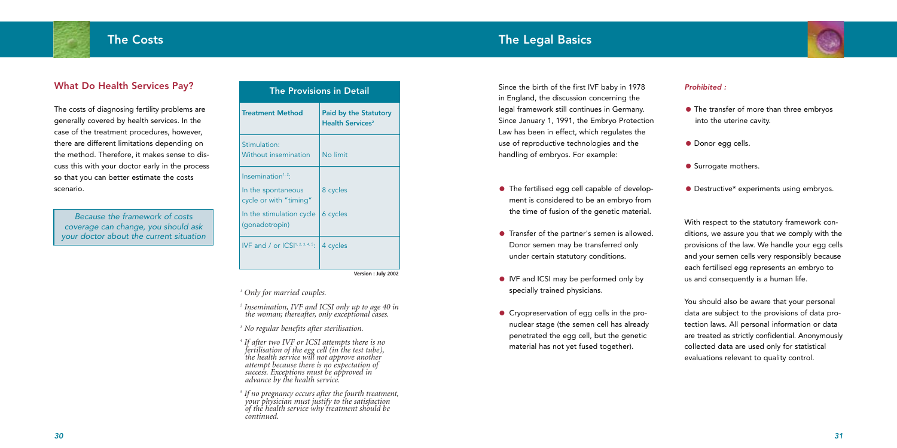# The Costs

## What Do Health Services Pay?

The costs of diagnosing fertility problems are generally covered by health services. In the case of the treatment procedures, however, there are different limitations depending on the method. Therefore, it makes sense to discuss this with your doctor early in the process so that you can better estimate the costs scenario.

*Because the framework of costs coverage can change, you should ask your doctor about the current situation*

### The Provisions in Detail

| Treatment Method | Paid by the Statutory Health Services[2] |
|---|---|
| Stimulation: Without insemination | No limit |
| Insemination[1, 2]: | |
| In the spontaneous cycle or with "timing" | 8 cycles |
| In the stimulation cycle (gonadotropin) | 6 cycles |
| IVF and / or ICSI[1, 2, 3, 4, 5]: | 4 cycles |

Version : July 2002

[1] *Only for married couples.*

[2] *Insemination, IVF and ICSI only up to age 40 in the woman; thereafter, only exceptional cases.*

[3] *No regular benefits after sterilisation.*

[4] *If after two IVF or ICSI attempts there is no fertilisation of the egg cell (in the test tube), the health service will not approve another attempt because there is no expectation of success. Exceptions must be approved in advance by the health service.*

[5] *If no pregnancy occurs after the fourth treatment, your physician must justify to the satisfaction of the health service why treatment should be continued.*

# The Legal Basics

Since the birth of the first IVF baby in 1978 in England, the discussion concerning the legal framework still continues in Germany. Since January 1, 1991, the Embryo Protection Law has been in effect, which regulates the use of reproductive technologies and the handling of embryos. For example:

- The fertilised egg cell capable of development is considered to be an embryo from the time of fusion of the genetic material.
- Transfer of the partner's semen is allowed. Donor semen may be transferred only under certain statutory conditions.
- IVF and ICSI may be performed only by specially trained physicians.
- Cryopreservation of egg cells in the pronuclear stage (the semen cell has already penetrated the egg cell, but the genetic material has not yet fused together).

***Prohibited :***

- The transfer of more than three embryos into the uterine cavity.
- Donor egg cells.
- Surrogate mothers.
- Destructive* experiments using embryos.

With respect to the statutory framework conditions, we assure you that we comply with the provisions of the law. We handle your egg cells and your semen cells very responsibly because each fertilised egg represents an embryo to us and consequently is a human life.

You should also be aware that your personal data are subject to the provisions of data protection laws. All personal information or data are treated as strictly confidential. Anonymously collected data are used only for statistical evaluations relevant to quality control.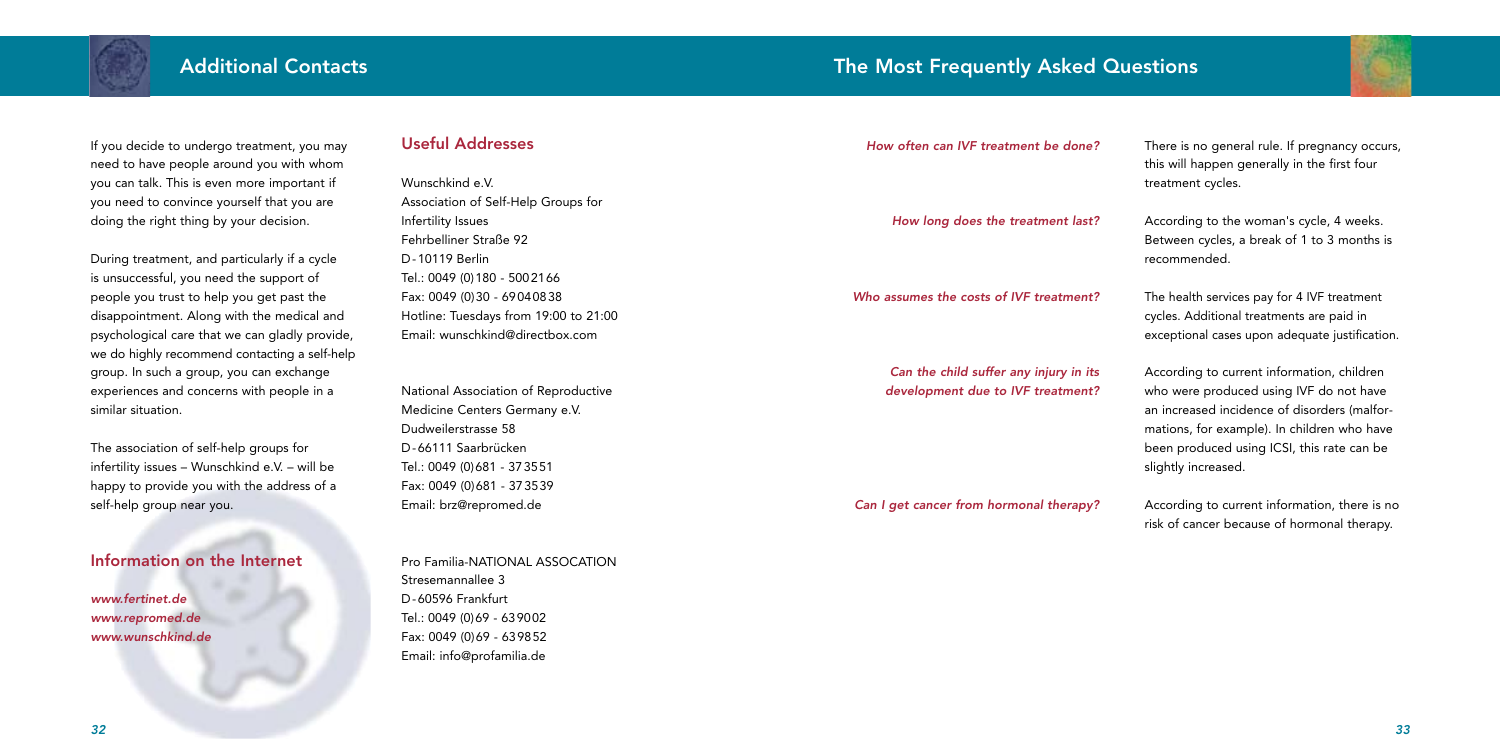# Additional Contacts

If you decide to undergo treatment, you may need to have people around you with whom you can talk. This is even more important if you need to convince yourself that you are doing the right thing by your decision.

During treatment, and particularly if a cycle is unsuccessful, you need the support of people you trust to help you get past the disappointment. Along with the medical and psychological care that we can gladly provide, we do highly recommend contacting a self-help group. In such a group, you can exchange experiences and concerns with people in a similar situation.

The association of self-help groups for infertility issues – Wunschkind e.V. – will be happy to provide you with the address of a self-help group near you.

## Information on the Internet

*www.fertinet.de*
*www.repromed.de*
*www.wunschkind.de*

## Useful Addresses

Wunschkind e.V.
Association of Self-Help Groups for Infertility Issues
Fehrbelliner Straße 92
D-10119 Berlin
Tel.: 0049 (0)180 - 5002166
Fax: 0049 (0)30 - 69040838
Hotline: Tuesdays from 19:00 to 21:00
Email: wunschkind@directbox.com

National Association of Reproductive Medicine Centers Germany e.V.
Dudweilerstrasse 58
D-66111 Saarbrücken
Tel.: 0049 (0)681 - 373551
Fax: 0049 (0)681 - 373539
Email: brz@repromed.de

Pro Familia-NATIONAL ASSOCATION
Stresemannallee 3
D-60596 Frankfurt
Tel.: 0049 (0)69 - 639002
Fax: 0049 (0)69 - 639852
Email: info@profamilia.de

# The Most Frequently Asked Questions

*How often can IVF treatment be done?*

There is no general rule. If pregnancy occurs, this will happen generally in the first four treatment cycles.

*How long does the treatment last?*

According to the woman's cycle, 4 weeks. Between cycles, a break of 1 to 3 months is recommended.

*Who assumes the costs of IVF treatment?*

The health services pay for 4 IVF treatment cycles. Additional treatments are paid in exceptional cases upon adequate justification.

*Can the child suffer any injury in its development due to IVF treatment?*

According to current information, children who were produced using IVF do not have an increased incidence of disorders (malformations, for example). In children who have been produced using ICSI, this rate can be slightly increased.

*Can I get cancer from hormonal therapy?*

According to current information, there is no risk of cancer because of hormonal therapy.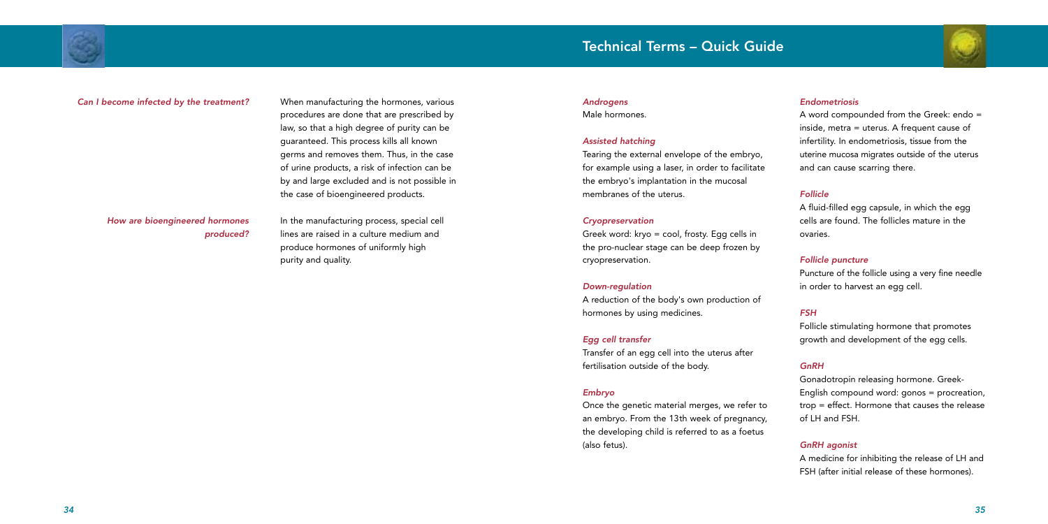*Can I become infected by the treatment?*

When manufacturing the hormones, various procedures are done that are prescribed by law, so that a high degree of purity can be guaranteed. This process kills all known germs and removes them. Thus, in the case of urine products, a risk of infection can be by and large excluded and is not possible in the case of bioengineered products.

*How are bioengineered hormones produced?*

In the manufacturing process, special cell lines are raised in a culture medium and produce hormones of uniformly high purity and quality.

## Technical Terms – Quick Guide

*Androgens*

Male hormones.

*Assisted hatching*

Tearing the external envelope of the embryo, for example using a laser, in order to facilitate the embryo's implantation in the mucosal membranes of the uterus.

*Cryopreservation*

Greek word: kryo = cool, frosty. Egg cells in the pro-nuclear stage can be deep frozen by cryopreservation.

*Down-regulation*

A reduction of the body's own production of hormones by using medicines.

*Egg cell transfer*

Transfer of an egg cell into the uterus after fertilisation outside of the body.

*Embryo*

Once the genetic material merges, we refer to an embryo. From the 13th week of pregnancy, the developing child is referred to as a foetus (also fetus).

*Endometriosis*

A word compounded from the Greek: endo = inside, metra = uterus. A frequent cause of infertility. In endometriosis, tissue from the uterine mucosa migrates outside of the uterus and can cause scarring there.

*Follicle*

A fluid-filled egg capsule, in which the egg cells are found. The follicles mature in the ovaries.

*Follicle puncture*

Puncture of the follicle using a very fine needle in order to harvest an egg cell.

*FSH*

Follicle stimulating hormone that promotes growth and development of the egg cells.

*GnRH*

Gonadotropin releasing hormone. Greek-English compound word: gonos = procreation, trop = effect. Hormone that causes the release of LH and FSH.

*GnRH agonist*

A medicine for inhibiting the release of LH and FSH (after initial release of these hormones).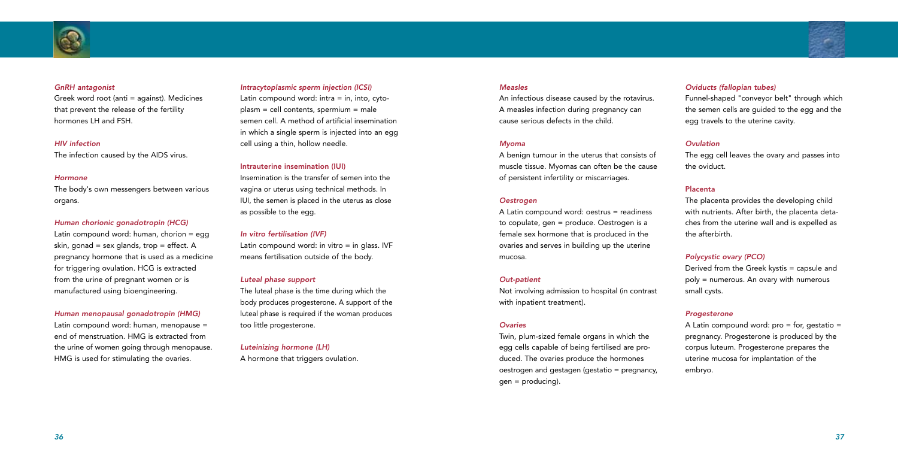#### *GnRH antagonist*

Greek word root (anti = against). Medicines that prevent the release of the fertility hormones LH and FSH.

#### *HIV infection*

The infection caused by the AIDS virus.

#### *Hormone*

The body's own messengers between various organs.

#### *Human chorionic gonadotropin (HCG)*

Latin compound word: human, chorion = egg skin, gonad = sex glands, trop = effect. A pregnancy hormone that is used as a medicine for triggering ovulation. HCG is extracted from the urine of pregnant women or is manufactured using bioengineering.

#### *Human menopausal gonadotropin (HMG)*

Latin compound word: human, menopause = end of menstruation. HMG is extracted from the urine of women going through menopause. HMG is used for stimulating the ovaries.

#### *Intracytoplasmic sperm injection (ICSI)*

Latin compound word: intra = in, into, cytoplasm = cell contents, spermium = male semen cell. A method of artificial insemination in which a single sperm is injected into an egg cell using a thin, hollow needle.

#### Intrauterine insemination (IUI)

Insemination is the transfer of semen into the vagina or uterus using technical methods. In IUI, the semen is placed in the uterus as close as possible to the egg.

#### *In vitro fertilisation (IVF)*

Latin compound word: in vitro = in glass. IVF means fertilisation outside of the body.

#### *Luteal phase support*

The luteal phase is the time during which the body produces progesterone. A support of the luteal phase is required if the woman produces too little progesterone.

#### *Luteinizing hormone (LH)*

A hormone that triggers ovulation.

#### *Measles*

An infectious disease caused by the rotavirus. A measles infection during pregnancy can cause serious defects in the child.

#### *Myoma*

A benign tumour in the uterus that consists of muscle tissue. Myomas can often be the cause of persistent infertility or miscarriages.

#### *Oestrogen*

A Latin compound word: oestrus = readiness to copulate, gen = produce. Oestrogen is a female sex hormone that is produced in the ovaries and serves in building up the uterine mucosa.

#### *Out-patient*

Not involving admission to hospital (in contrast with inpatient treatment).

#### *Ovaries*

Twin, plum-sized female organs in which the egg cells capable of being fertilised are produced. The ovaries produce the hormones oestrogen and gestagen (gestatio = pregnancy, gen = producing).

#### *Oviducts (fallopian tubes)*

Funnel-shaped "conveyor belt" through which the semen cells are guided to the egg and the egg travels to the uterine cavity.

#### *Ovulation*

The egg cell leaves the ovary and passes into the oviduct.

#### Placenta

The placenta provides the developing child with nutrients. After birth, the placenta detaches from the uterine wall and is expelled as the afterbirth.

#### *Polycystic ovary (PCO)*

Derived from the Greek kystis = capsule and poly = numerous. An ovary with numerous small cysts.

#### *Progesterone*

A Latin compound word: pro = for, gestatio = pregnancy. Progesterone is produced by the corpus luteum. Progesterone prepares the uterine mucosa for implantation of the embryo.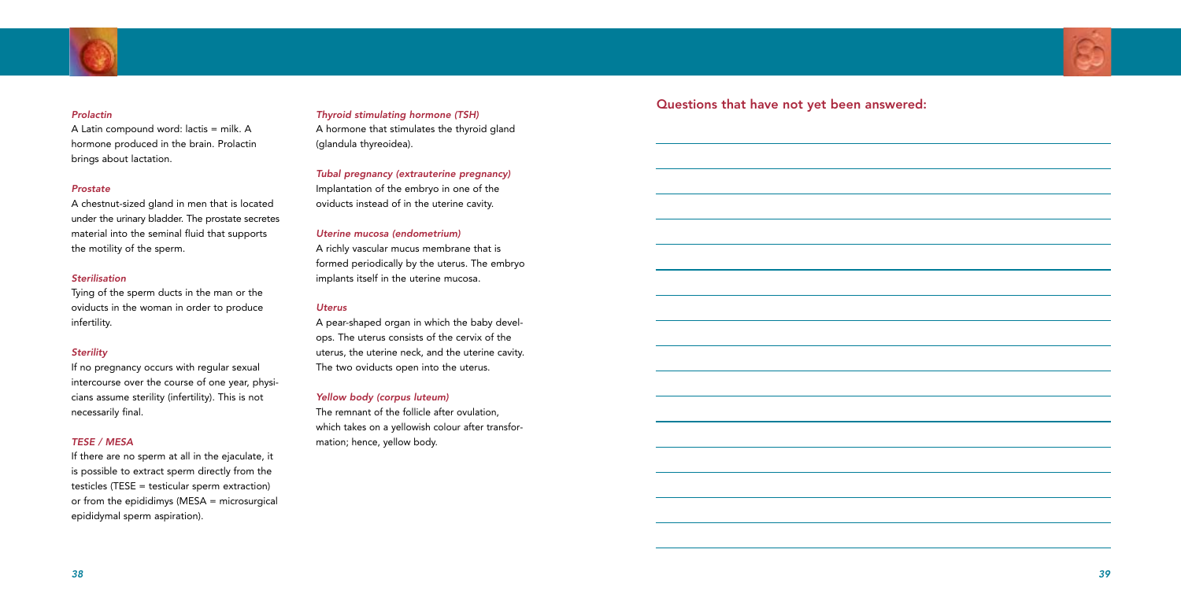### *Prolactin*

A Latin compound word: lactis = milk. A hormone produced in the brain. Prolactin brings about lactation.

### *Prostate*

A chestnut-sized gland in men that is located under the urinary bladder. The prostate secretes material into the seminal fluid that supports the motility of the sperm.

### *Sterilisation*

Tying of the sperm ducts in the man or the oviducts in the woman in order to produce infertility.

### *Sterility*

If no pregnancy occurs with regular sexual intercourse over the course of one year, physicians assume sterility (infertility). This is not necessarily final.

### *TESE / MESA*

If there are no sperm at all in the ejaculate, it is possible to extract sperm directly from the testicles (TESE = testicular sperm extraction) or from the epididimys (MESA = microsurgical epididymal sperm aspiration).

### *Thyroid stimulating hormone (TSH)*

A hormone that stimulates the thyroid gland (glandula thyreoidea).

### *Tubal pregnancy (extrauterine pregnancy)*

Implantation of the embryo in one of the oviducts instead of in the uterine cavity.

### *Uterine mucosa (endometrium)*

A richly vascular mucus membrane that is formed periodically by the uterus. The embryo implants itself in the uterine mucosa.

### *Uterus*

A pear-shaped organ in which the baby develops. The uterus consists of the cervix of the uterus, the uterine neck, and the uterine cavity. The two oviducts open into the uterus.

### *Yellow body (corpus luteum)*

The remnant of the follicle after ovulation, which takes on a yellowish colour after transformation; hence, yellow body.

## Questions that have not yet been answered: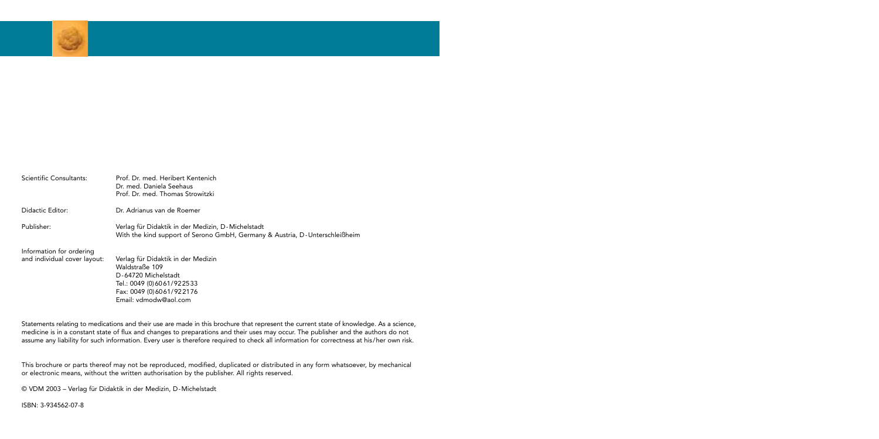| | |
|---|---|
| Scientific Consultants: | Prof. Dr. med. Heribert Kentenich<br>Dr. med. Daniela Seehaus<br>Prof. Dr. med. Thomas Strowitzki |
| Didactic Editor: | Dr. Adrianus van de Roemer |
| Publisher: | Verlag für Didaktik in der Medizin, D-Michelstadt<br>With the kind support of Serono GmbH, Germany & Austria, D-Unterschleißheim |
| Information for ordering and individual cover layout: | Verlag für Didaktik in der Medizin<br>Waldstraße 109<br>D-64720 Michelstadt<br>Tel.: 0049 (0)6061/922533<br>Fax: 0049 (0)6061/922176<br>Email: vdmodw@aol.com |

Statements relating to medications and their use are made in this brochure that represent the current state of knowledge. As a science, medicine is in a constant state of flux and changes to preparations and their uses may occur. The publisher and the authors do not assume any liability for such information. Every user is therefore required to check all information for correctness at his/her own risk.

This brochure or parts thereof may not be reproduced, modified, duplicated or distributed in any form whatsoever, by mechanical or electronic means, without the written authorisation by the publisher. All rights reserved.

© VDM 2003 – Verlag für Didaktik in der Medizin, D-Michelstadt

ISBN: 3-934562-07-8